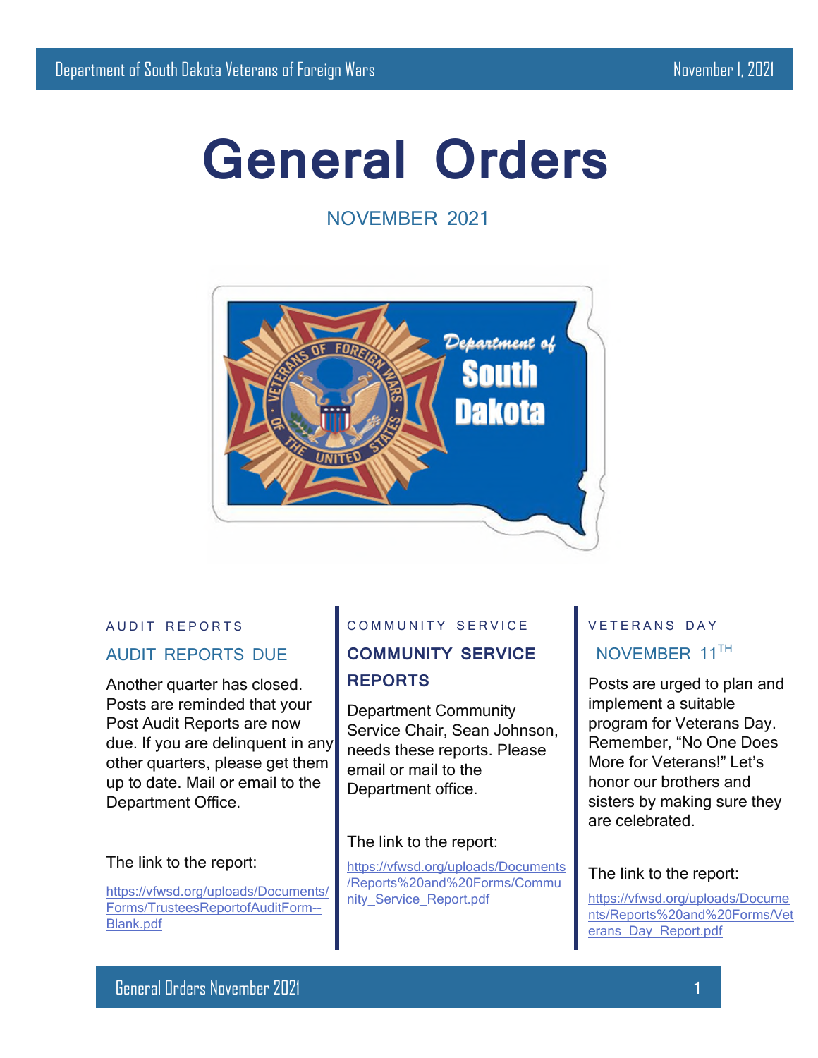Department of South Dakota Veterans of Foreign Wars

November 1, 2021

# General Orders

NOVEMBER 2021

AUDIT REPORTS

## AUDIT REPORTS DUE

Another quarter has closed. Posts are reminded that your Post Audit Reports are now due. If you are delinquent in any other quarters, please get them up to date. Mail or email to the Department Office.

The link to the report:

https://vfwsd.org/uploads/Documents/Forms/TrusteesReportofAuditForm--Blank.pdf

COMMUNITY SERVICE

## COMMUNITY SERVICE REPORTS

Department Community Service Chair, Sean Johnson, needs these reports. Please email or mail to the Department office.

The link to the report:

https://vfwsd.org/uploads/Documents/Reports%20and%20Forms/Community_Service_Report.pdf

VETERANS DAY

## NOVEMBER 11TH

Posts are urged to plan and implement a suitable program for Veterans Day. Remember, "No One Does More for Veterans!" Let's honor our brothers and sisters by making sure they are celebrated.

The link to the report:

https://vfwsd.org/uploads/Documents/Reports%20and%20Forms/Veterans_Day_Report.pdf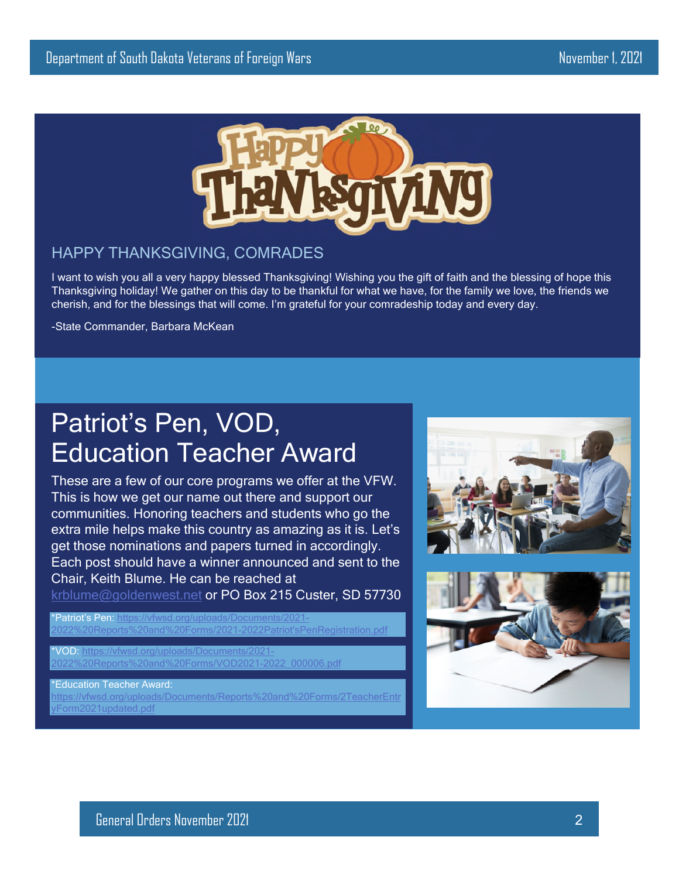## HAPPY THANKSGIVING, COMRADES

I want to wish you all a very happy blessed Thanksgiving! Wishing you the gift of faith and the blessing of hope this Thanksgiving holiday! We gather on this day to be thankful for what we have, for the family we love, the friends we cherish, and for the blessings that will come. I'm grateful for your comradeship today and every day.

-State Commander, Barbara McKean

# Patriot's Pen, VOD, Education Teacher Award

These are a few of our core programs we offer at the VFW. This is how we get our name out there and support our communities. Honoring teachers and students who go the extra mile helps make this country as amazing as it is. Let's get those nominations and papers turned in accordingly. Each post should have a winner announced and sent to the Chair, Keith Blume. He can be reached at krblume@goldenwest.net or PO Box 215 Custer, SD 57730

*Patriot's Pen: https://vfwsd.org/uploads/Documents/2021-2022%20Reports%20and%20Forms/2021-2022Patriot'sPenRegistration.pdf

*VOD: https://vfwsd.org/uploads/Documents/2021-2022%20Reports%20and%20Forms/VOD2021-2022_000006.pdf

*Education Teacher Award: https://vfwsd.org/uploads/Documents/Reports%20and%20Forms/2TeacherEntryForm2021updated.pdf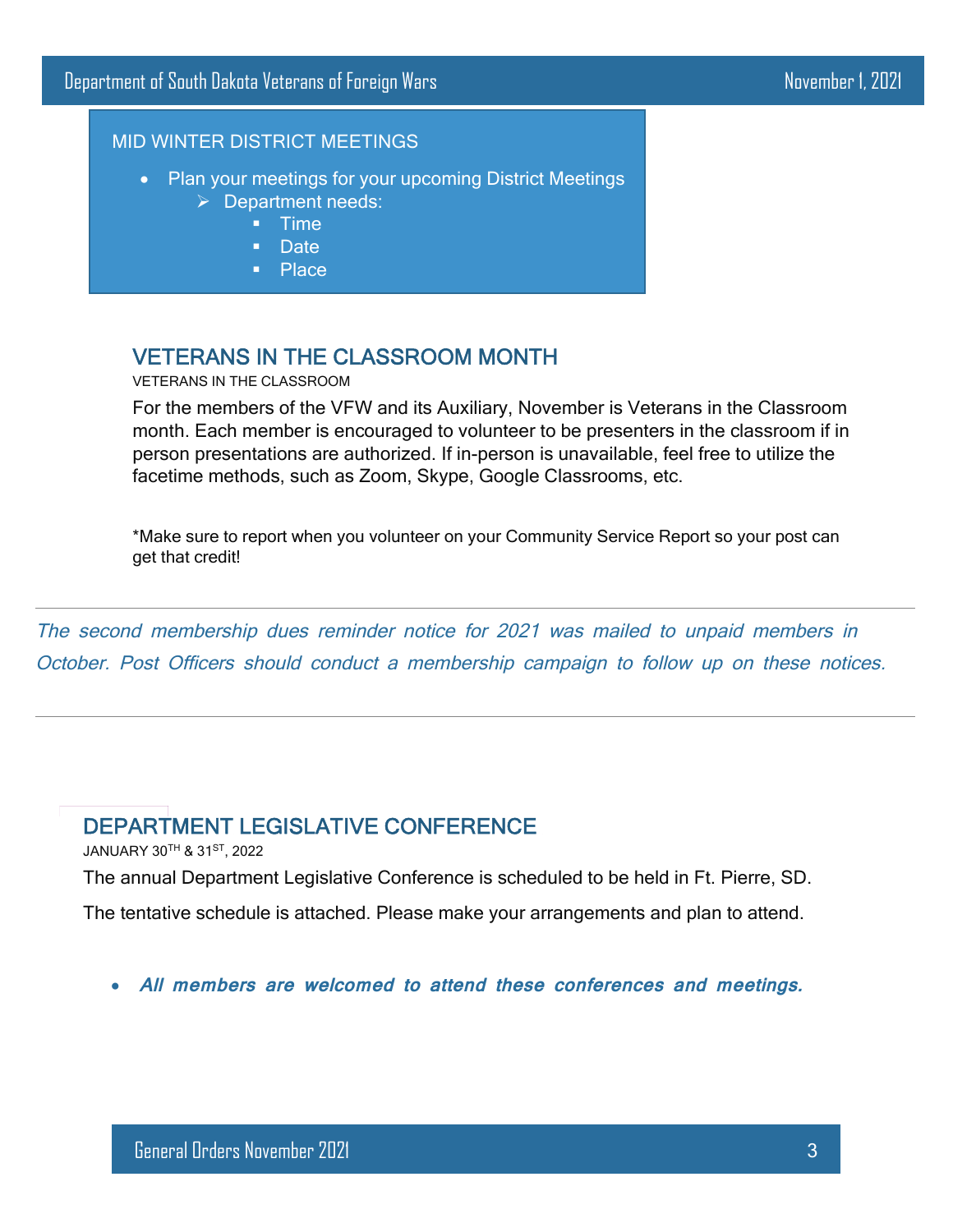## MID WINTER DISTRICT MEETINGS

- Plan your meetings for your upcoming District Meetings
  - Department needs:
    - Time
    - Date
    - Place

## VETERANS IN THE CLASSROOM MONTH

VETERANS IN THE CLASSROOM

For the members of the VFW and its Auxiliary, November is Veterans in the Classroom month. Each member is encouraged to volunteer to be presenters in the classroom if in person presentations are authorized. If in-person is unavailable, feel free to utilize the facetime methods, such as Zoom, Skype, Google Classrooms, etc.

*Make sure to report when you volunteer on your Community Service Report so your post can get that credit!

---

*The second membership dues reminder notice for 2021 was mailed to unpaid members in October. Post Officers should conduct a membership campaign to follow up on these notices.*

---

## DEPARTMENT LEGISLATIVE CONFERENCE

JANUARY 30TH & 31ST, 2022

The annual Department Legislative Conference is scheduled to be held in Ft. Pierre, SD.

The tentative schedule is attached. Please make your arrangements and plan to attend.

- ***All members are welcomed to attend these conferences and meetings.***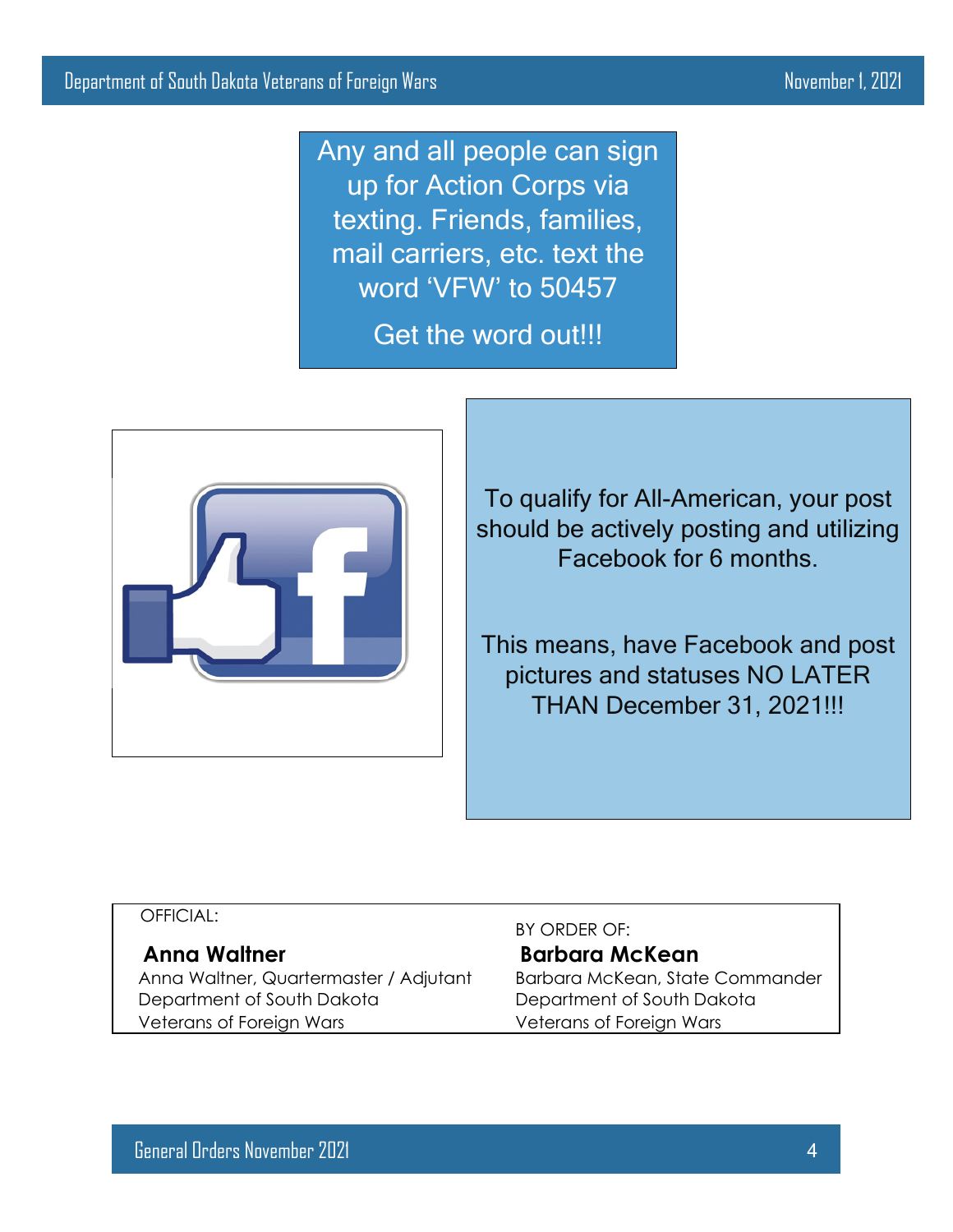Any and all people can sign up for Action Corps via texting. Friends, families, mail carriers, etc. text the word 'VFW' to 50457

Get the word out!!!

To qualify for All-American, your post should be actively posting and utilizing Facebook for 6 months.

This means, have Facebook and post pictures and statuses NO LATER THAN December 31, 2021!!!

OFFICIAL:

**Anna Waltner**
Anna Waltner, Quartermaster / Adjutant
Department of South Dakota
Veterans of Foreign Wars

BY ORDER OF:

**Barbara McKean**
Barbara McKean, State Commander
Department of South Dakota
Veterans of Foreign Wars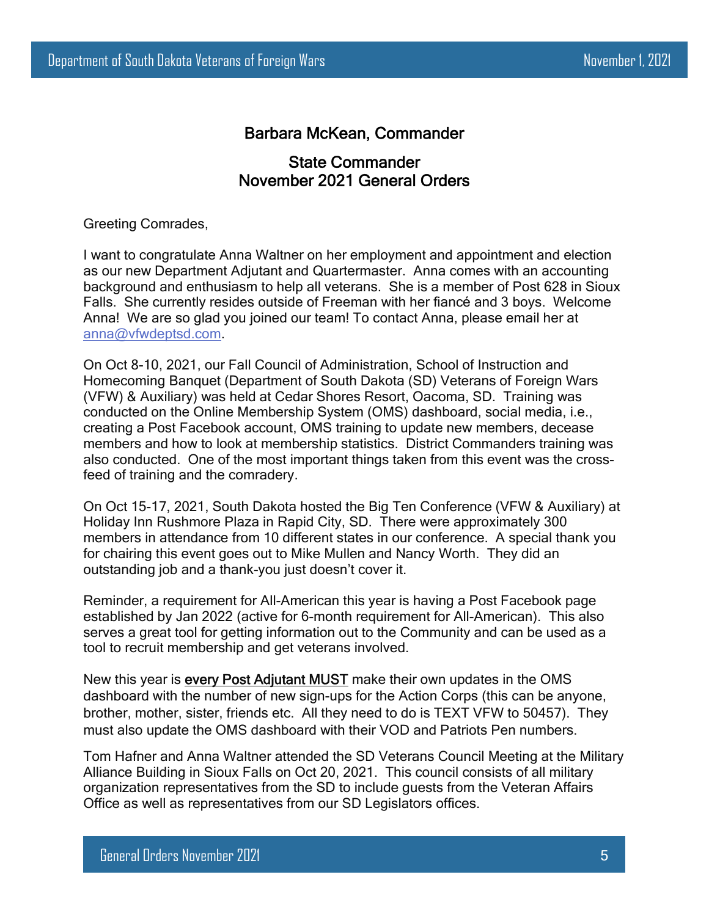## Barbara McKean, Commander

### State Commander
### November 2021 General Orders

Greeting Comrades,

I want to congratulate Anna Waltner on her employment and appointment and election as our new Department Adjutant and Quartermaster. Anna comes with an accounting background and enthusiasm to help all veterans. She is a member of Post 628 in Sioux Falls. She currently resides outside of Freeman with her fiancé and 3 boys. Welcome Anna! We are so glad you joined our team! To contact Anna, please email her at anna@vfwdeptsd.com.

On Oct 8-10, 2021, our Fall Council of Administration, School of Instruction and Homecoming Banquet (Department of South Dakota (SD) Veterans of Foreign Wars (VFW) & Auxiliary) was held at Cedar Shores Resort, Oacoma, SD. Training was conducted on the Online Membership System (OMS) dashboard, social media, i.e., creating a Post Facebook account, OMS training to update new members, decease members and how to look at membership statistics. District Commanders training was also conducted. One of the most important things taken from this event was the cross-feed of training and the comradery.

On Oct 15-17, 2021, South Dakota hosted the Big Ten Conference (VFW & Auxiliary) at Holiday Inn Rushmore Plaza in Rapid City, SD. There were approximately 300 members in attendance from 10 different states in our conference. A special thank you for chairing this event goes out to Mike Mullen and Nancy Worth. They did an outstanding job and a thank-you just doesn't cover it.

Reminder, a requirement for All-American this year is having a Post Facebook page established by Jan 2022 (active for 6-month requirement for All-American). This also serves a great tool for getting information out to the Community and can be used as a tool to recruit membership and get veterans involved.

New this year is <u>every Post Adjutant MUST</u> make their own updates in the OMS dashboard with the number of new sign-ups for the Action Corps (this can be anyone, brother, mother, sister, friends etc. All they need to do is TEXT VFW to 50457). They must also update the OMS dashboard with their VOD and Patriots Pen numbers.

Tom Hafner and Anna Waltner attended the SD Veterans Council Meeting at the Military Alliance Building in Sioux Falls on Oct 20, 2021. This council consists of all military organization representatives from the SD to include guests from the Veteran Affairs Office as well as representatives from our SD Legislators offices.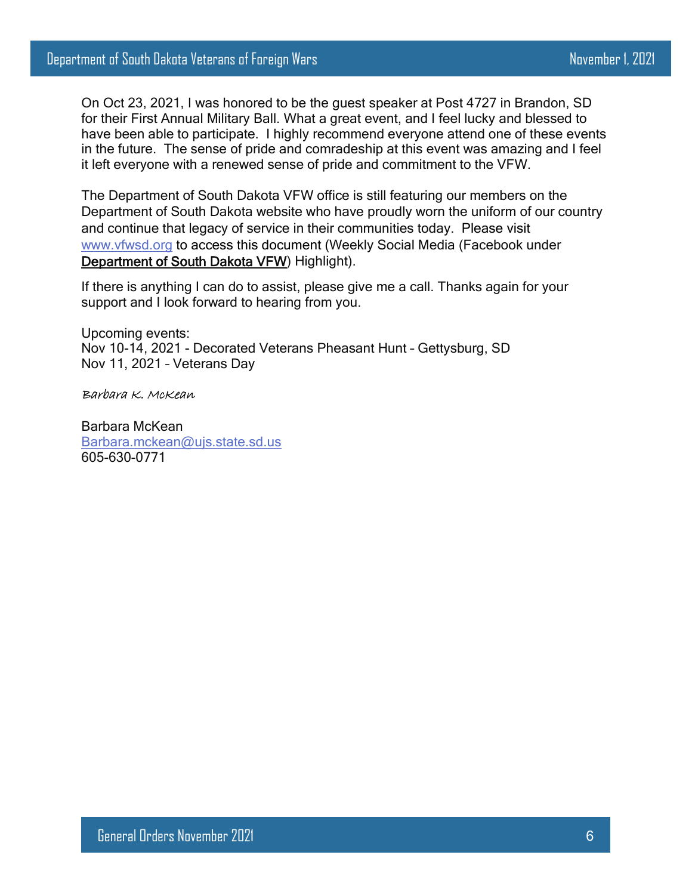On Oct 23, 2021, I was honored to be the guest speaker at Post 4727 in Brandon, SD for their First Annual Military Ball. What a great event, and I feel lucky and blessed to have been able to participate. I highly recommend everyone attend one of these events in the future. The sense of pride and comradeship at this event was amazing and I feel it left everyone with a renewed sense of pride and commitment to the VFW.

The Department of South Dakota VFW office is still featuring our members on the Department of South Dakota website who have proudly worn the uniform of our country and continue that legacy of service in their communities today. Please visit www.vfwsd.org to access this document (Weekly Social Media (Facebook under Department of South Dakota VFW) Highlight).

If there is anything I can do to assist, please give me a call. Thanks again for your support and I look forward to hearing from you.

Upcoming events:
Nov 10-14, 2021 - Decorated Veterans Pheasant Hunt – Gettysburg, SD
Nov 11, 2021 – Veterans Day

*Barbara K. McKean*

Barbara McKean
Barbara.mckean@ujs.state.sd.us
605-630-0771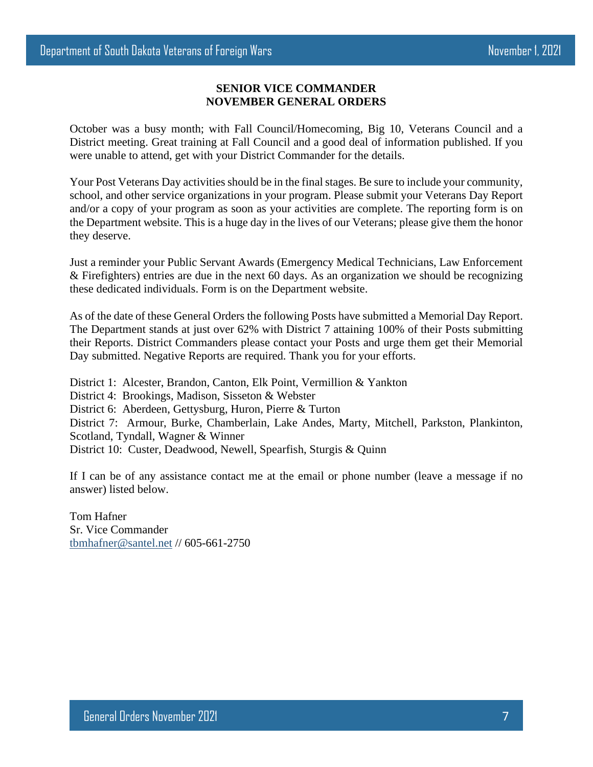## SENIOR VICE COMMANDER
## NOVEMBER GENERAL ORDERS

October was a busy month; with Fall Council/Homecoming, Big 10, Veterans Council and a District meeting. Great training at Fall Council and a good deal of information published. If you were unable to attend, get with your District Commander for the details.

Your Post Veterans Day activities should be in the final stages. Be sure to include your community, school, and other service organizations in your program. Please submit your Veterans Day Report and/or a copy of your program as soon as your activities are complete. The reporting form is on the Department website. This is a huge day in the lives of our Veterans; please give them the honor they deserve.

Just a reminder your Public Servant Awards (Emergency Medical Technicians, Law Enforcement & Firefighters) entries are due in the next 60 days. As an organization we should be recognizing these dedicated individuals. Form is on the Department website.

As of the date of these General Orders the following Posts have submitted a Memorial Day Report. The Department stands at just over 62% with District 7 attaining 100% of their Posts submitting their Reports. District Commanders please contact your Posts and urge them get their Memorial Day submitted. Negative Reports are required. Thank you for your efforts.

District 1: Alcester, Brandon, Canton, Elk Point, Vermillion & Yankton
District 4: Brookings, Madison, Sisseton & Webster
District 6: Aberdeen, Gettysburg, Huron, Pierre & Turton
District 7: Armour, Burke, Chamberlain, Lake Andes, Marty, Mitchell, Parkston, Plankinton, Scotland, Tyndall, Wagner & Winner
District 10: Custer, Deadwood, Newell, Spearfish, Sturgis & Quinn

If I can be of any assistance contact me at the email or phone number (leave a message if no answer) listed below.

Tom Hafner
Sr. Vice Commander
tbmhafner@santel.net // 605-661-2750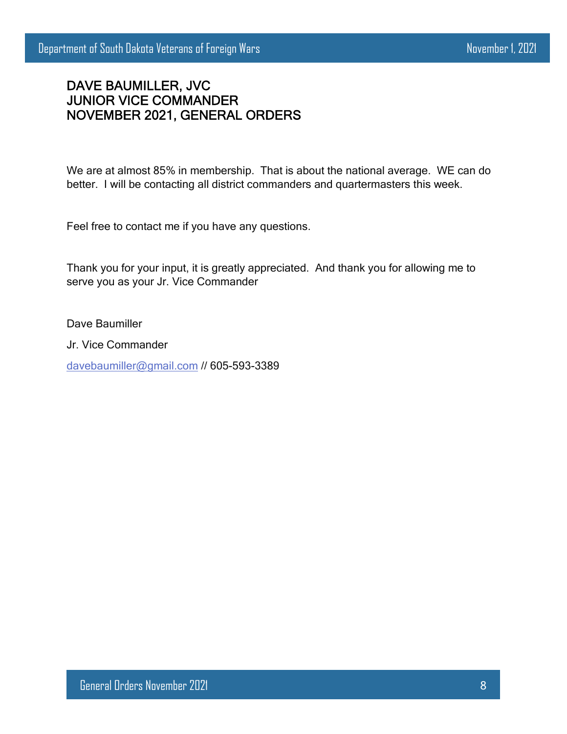# DAVE BAUMILLER, JVC
# JUNIOR VICE COMMANDER
# NOVEMBER 2021, GENERAL ORDERS

We are at almost 85% in membership. That is about the national average. WE can do better. I will be contacting all district commanders and quartermasters this week.

Feel free to contact me if you have any questions.

Thank you for your input, it is greatly appreciated. And thank you for allowing me to serve you as your Jr. Vice Commander

Dave Baumiller

Jr. Vice Commander

davebaumiller@gmail.com // 605-593-3389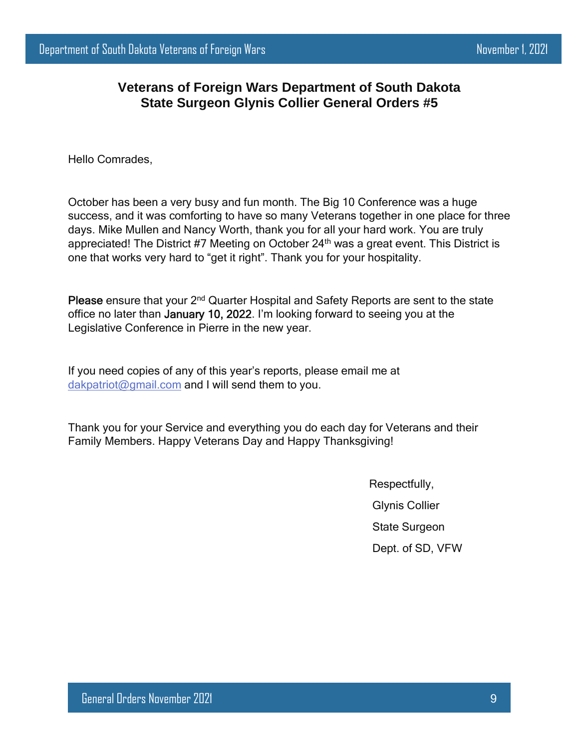# Veterans of Foreign Wars Department of South Dakota
## State Surgeon Glynis Collier General Orders #5

Hello Comrades,

October has been a very busy and fun month. The Big 10 Conference was a huge success, and it was comforting to have so many Veterans together in one place for three days. Mike Mullen and Nancy Worth, thank you for all your hard work. You are truly appreciated! The District #7 Meeting on October 24th was a great event. This District is one that works very hard to “get it right”. Thank you for your hospitality.

**Please** ensure that your 2nd Quarter Hospital and Safety Reports are sent to the state office no later than **January 10, 2022**. I’m looking forward to seeing you at the Legislative Conference in Pierre in the new year.

If you need copies of any of this year’s reports, please email me at dakpatriot@gmail.com and I will send them to you.

Thank you for your Service and everything you do each day for Veterans and their Family Members. Happy Veterans Day and Happy Thanksgiving!

Respectfully,

Glynis Collier

State Surgeon

Dept. of SD, VFW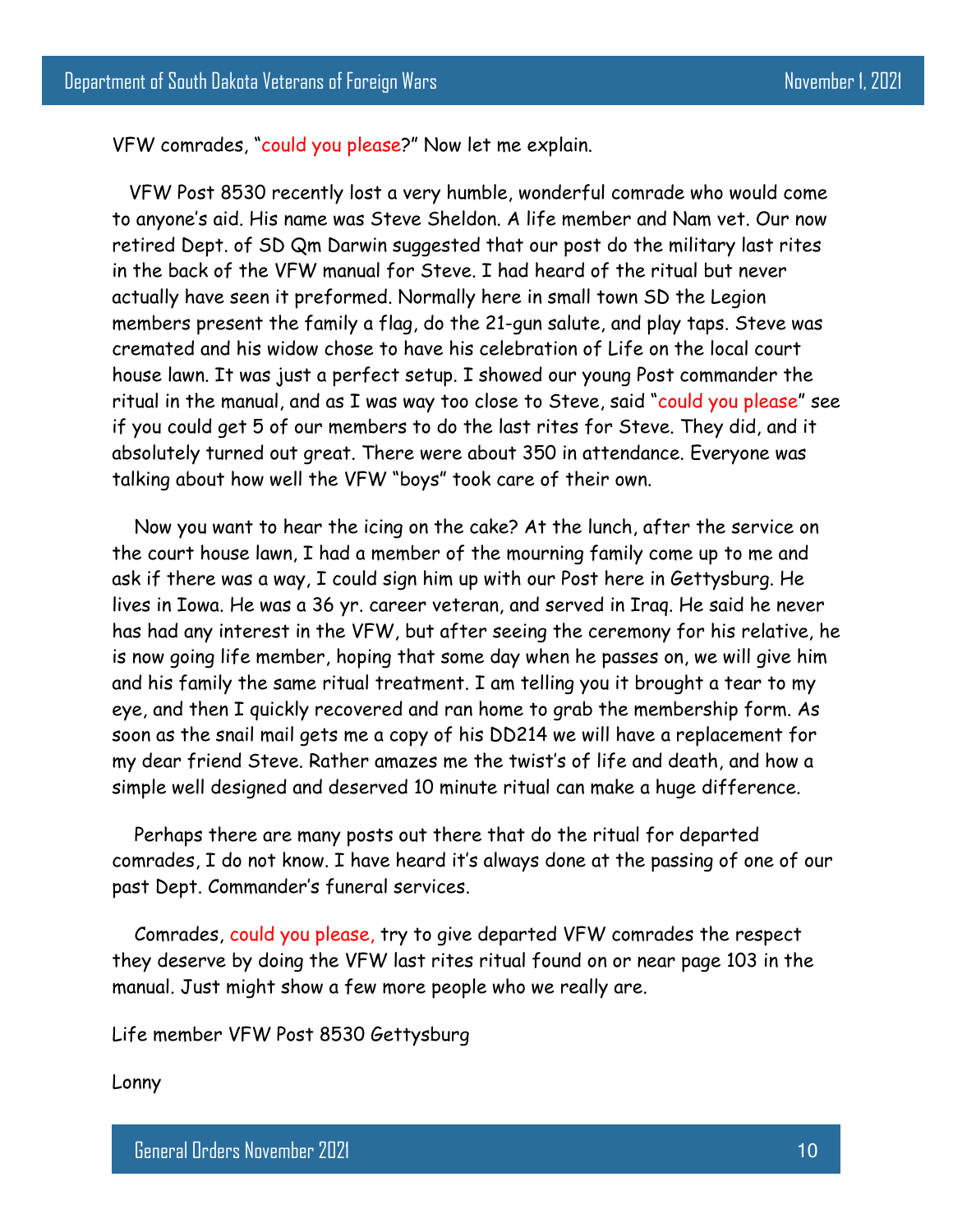VFW comrades, "could you please?" Now let me explain.

VFW Post 8530 recently lost a very humble, wonderful comrade who would come to anyone's aid. His name was Steve Sheldon. A life member and Nam vet. Our now retired Dept. of SD Qm Darwin suggested that our post do the military last rites in the back of the VFW manual for Steve. I had heard of the ritual but never actually have seen it preformed. Normally here in small town SD the Legion members present the family a flag, do the 21-gun salute, and play taps. Steve was cremated and his widow chose to have his celebration of Life on the local court house lawn. It was just a perfect setup. I showed our young Post commander the ritual in the manual, and as I was way too close to Steve, said "could you please" see if you could get 5 of our members to do the last rites for Steve. They did, and it absolutely turned out great. There were about 350 in attendance. Everyone was talking about how well the VFW "boys" took care of their own.

Now you want to hear the icing on the cake? At the lunch, after the service on the court house lawn, I had a member of the mourning family come up to me and ask if there was a way, I could sign him up with our Post here in Gettysburg. He lives in Iowa. He was a 36 yr. career veteran, and served in Iraq. He said he never has had any interest in the VFW, but after seeing the ceremony for his relative, he is now going life member, hoping that some day when he passes on, we will give him and his family the same ritual treatment. I am telling you it brought a tear to my eye, and then I quickly recovered and ran home to grab the membership form. As soon as the snail mail gets me a copy of his DD214 we will have a replacement for my dear friend Steve. Rather amazes me the twist's of life and death, and how a simple well designed and deserved 10 minute ritual can make a huge difference.

Perhaps there are many posts out there that do the ritual for departed comrades, I do not know. I have heard it's always done at the passing of one of our past Dept. Commander's funeral services.

Comrades, could you please, try to give departed VFW comrades the respect they deserve by doing the VFW last rites ritual found on or near page 103 in the manual. Just might show a few more people who we really are.

Life member VFW Post 8530 Gettysburg

Lonny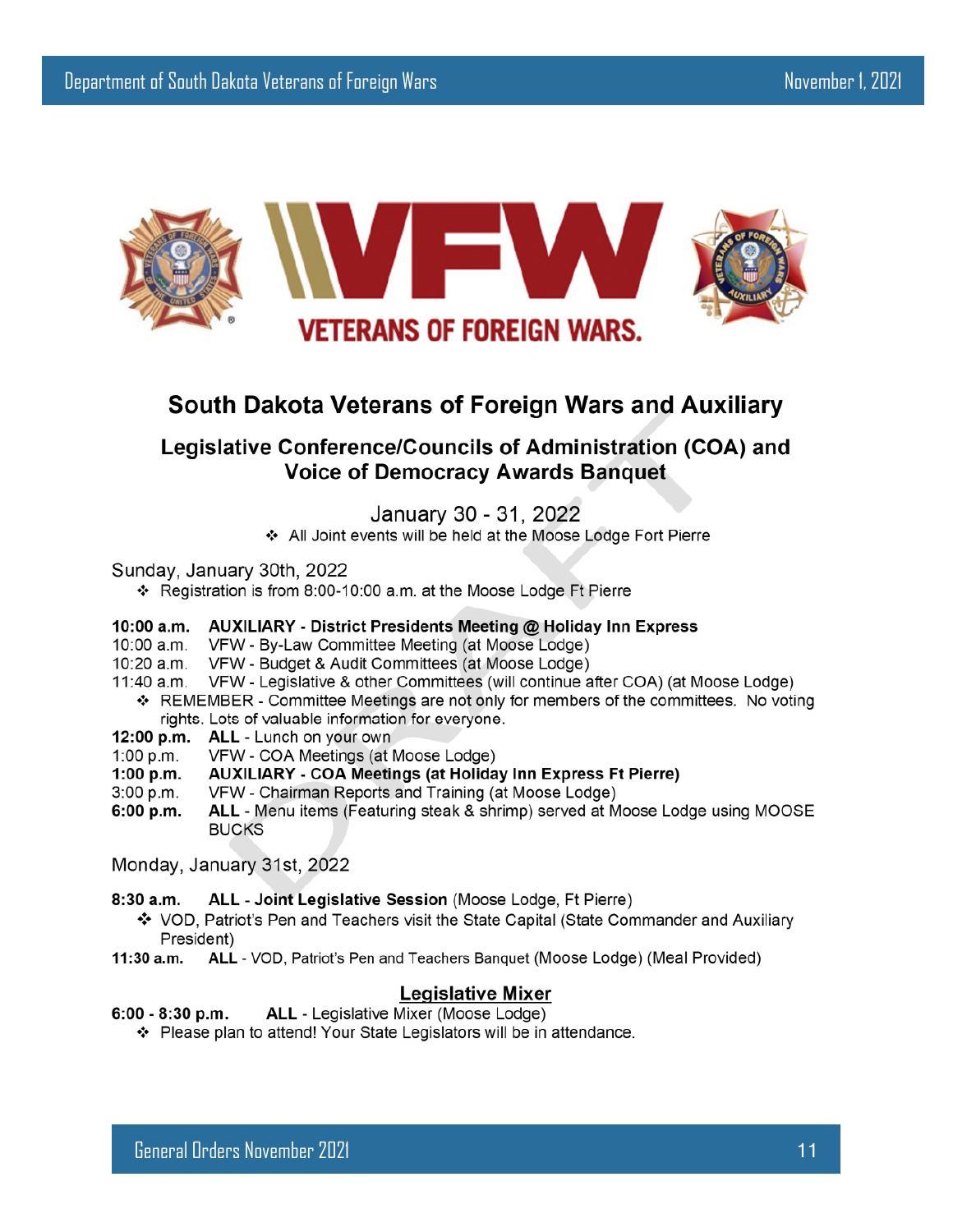# South Dakota Veterans of Foreign Wars and Auxiliary

## Legislative Conference/Councils of Administration (COA) and Voice of Democracy Awards Banquet

January 30 - 31, 2022

- All Joint events will be held at the Moose Lodge Fort Pierre

Sunday, January 30th, 2022

- Registration is from 8:00-10:00 a.m. at the Moose Lodge Ft Pierre

**10:00 a.m. AUXILIARY - District Presidents Meeting @ Holiday Inn Express**
10:00 a.m. VFW - By-Law Committee Meeting (at Moose Lodge)
10:20 a.m. VFW - Budget & Audit Committees (at Moose Lodge)
11:40 a.m. VFW - Legislative & other Committees (will continue after COA) (at Moose Lodge)

- REMEMBER - Committee Meetings are not only for members of the committees. No voting rights. Lots of valuable information for everyone.

**12:00 p.m. ALL** - Lunch on your own
1:00 p.m. VFW - COA Meetings (at Moose Lodge)
**1:00 p.m. AUXILIARY - COA Meetings (at Holiday Inn Express Ft Pierre)**
3:00 p.m. VFW - Chairman Reports and Training (at Moose Lodge)
**6:00 p.m. ALL** - Menu items (Featuring steak & shrimp) served at Moose Lodge using MOOSE BUCKS

Monday, January 31st, 2022

**8:30 a.m. ALL - Joint Legislative Session** (Moose Lodge, Ft Pierre)

- VOD, Patriot's Pen and Teachers visit the State Capital (State Commander and Auxiliary President)

**11:30 a.m. ALL** - VOD, Patriot's Pen and Teachers Banquet (Moose Lodge) (Meal Provided)

### Legislative Mixer

**6:00 - 8:30 p.m. ALL** - Legislative Mixer (Moose Lodge)

- Please plan to attend! Your State Legislators will be in attendance.